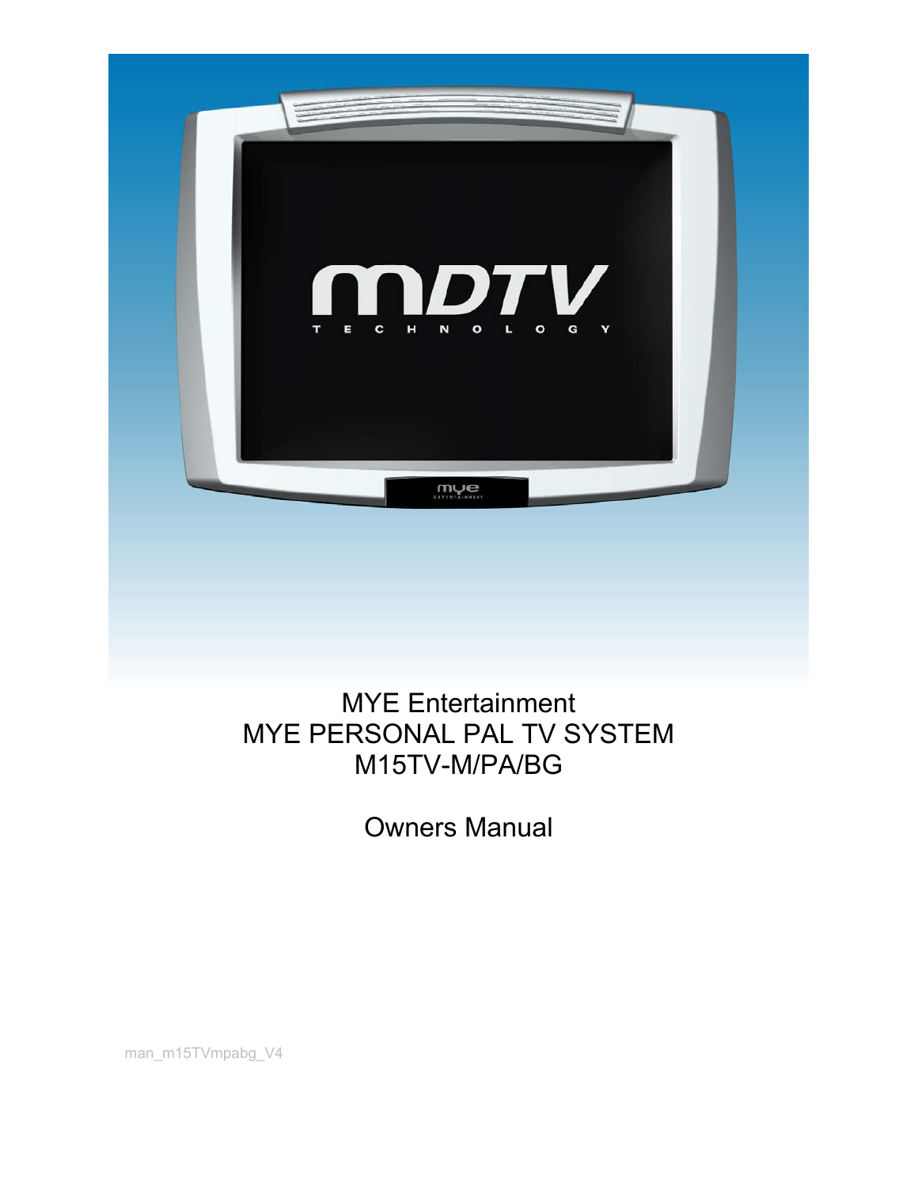MYE Entertainment

MYE PERSONAL PAL TV SYSTEM

M15TV-M/PA/BG

Owners Manual

man_m15TVmpabg_V4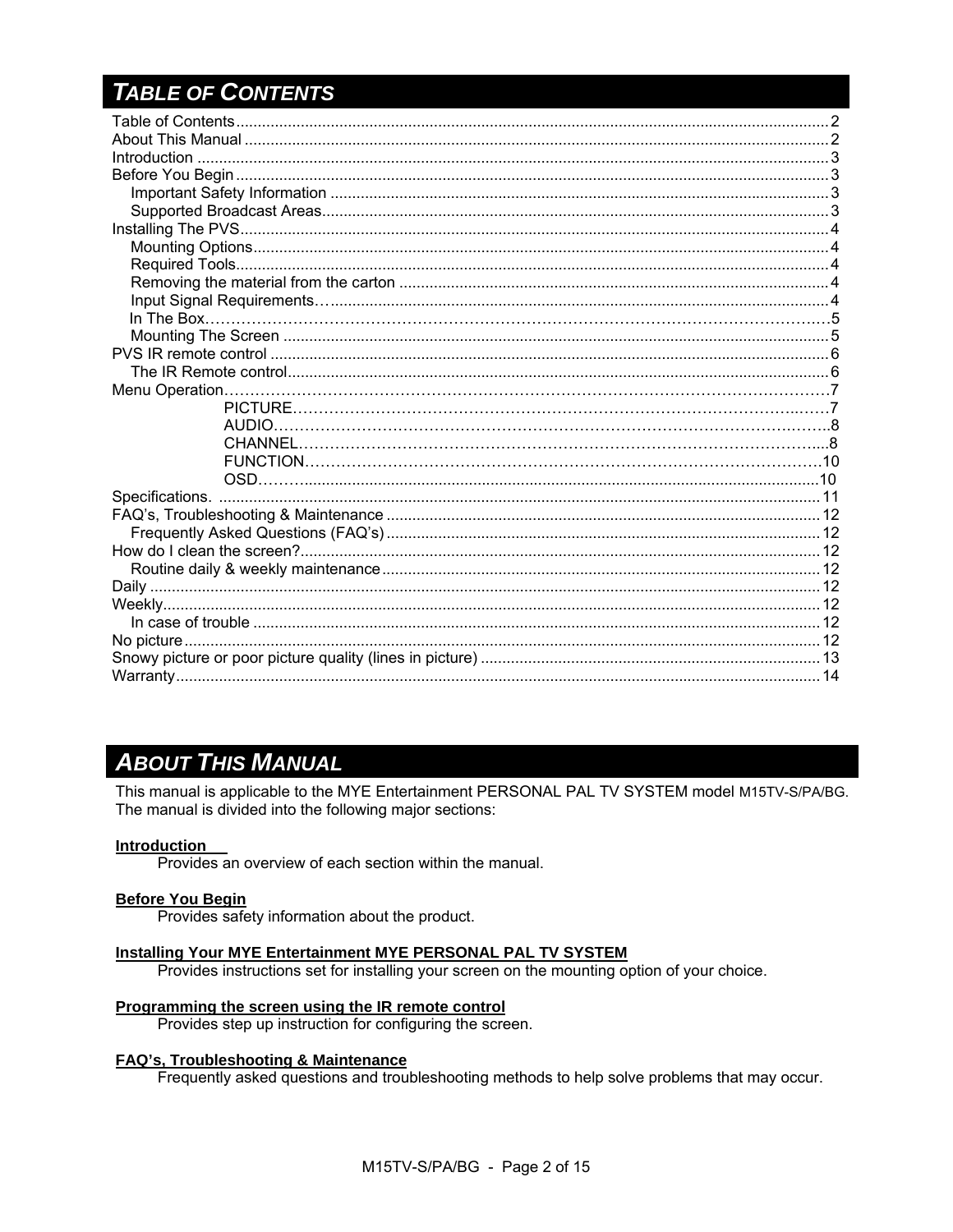## TABLE OF CONTENTS

Table of Contents........................................................................................................................................2
About This Manual ......................................................................................................................................2
Introduction .................................................................................................................................................3
Before You Begin ........................................................................................................................................3
    Important Safety Information ..................................................................................................................3
    Supported Broadcast Areas....................................................................................................................3
Installing The PVS.......................................................................................................................................4
    Mounting Options....................................................................................................................................4
    Required Tools........................................................................................................................................4
    Removing the material from the carton ...................................................................................................4
    Input Signal Requirements…...................................................................................................................4
    In The Box…………………………………………………………………………………………………………5
    Mounting The Screen .............................................................................................................................5
PVS IR remote control ................................................................................................................................6
    The IR Remote control............................................................................................................................6
Menu Operation……………………………………………………………………………………………………7
        PICTURE……………………………………………………………………………………………7
        AUDIO…………………………………………………………………………………………………8
        CHANNEL……………………………………………………………………………………………8
        FUNCTION…………………………………………………………………………………………10
        OSD……...........................................................................................................................10
Specifications. ...........................................................................................................................................11
FAQ's, Troubleshooting & Maintenance ....................................................................................................12
    Frequently Asked Questions (FAQ's) ....................................................................................................12
How do I clean the screen?........................................................................................................................12
    Routine daily & weekly maintenance.....................................................................................................12
Daily ...........................................................................................................................................................12
Weekly........................................................................................................................................................12
    In case of trouble ...................................................................................................................................12
No picture...................................................................................................................................................12
Snowy picture or poor picture quality (lines in picture) ..............................................................................13
Warranty.....................................................................................................................................................14

## ABOUT THIS MANUAL

This manual is applicable to the MYE Entertainment PERSONAL PAL TV SYSTEM model M15TV-S/PA/BG. The manual is divided into the following major sections:

**Introduction**
Provides an overview of each section within the manual.

**Before You Begin**
Provides safety information about the product.

**Installing Your MYE Entertainment MYE PERSONAL PAL TV SYSTEM**
Provides instructions set for installing your screen on the mounting option of your choice.

**Programming the screen using the IR remote control**
Provides step up instruction for configuring the screen.

**FAQ's, Troubleshooting & Maintenance**
Frequently asked questions and troubleshooting methods to help solve problems that may occur.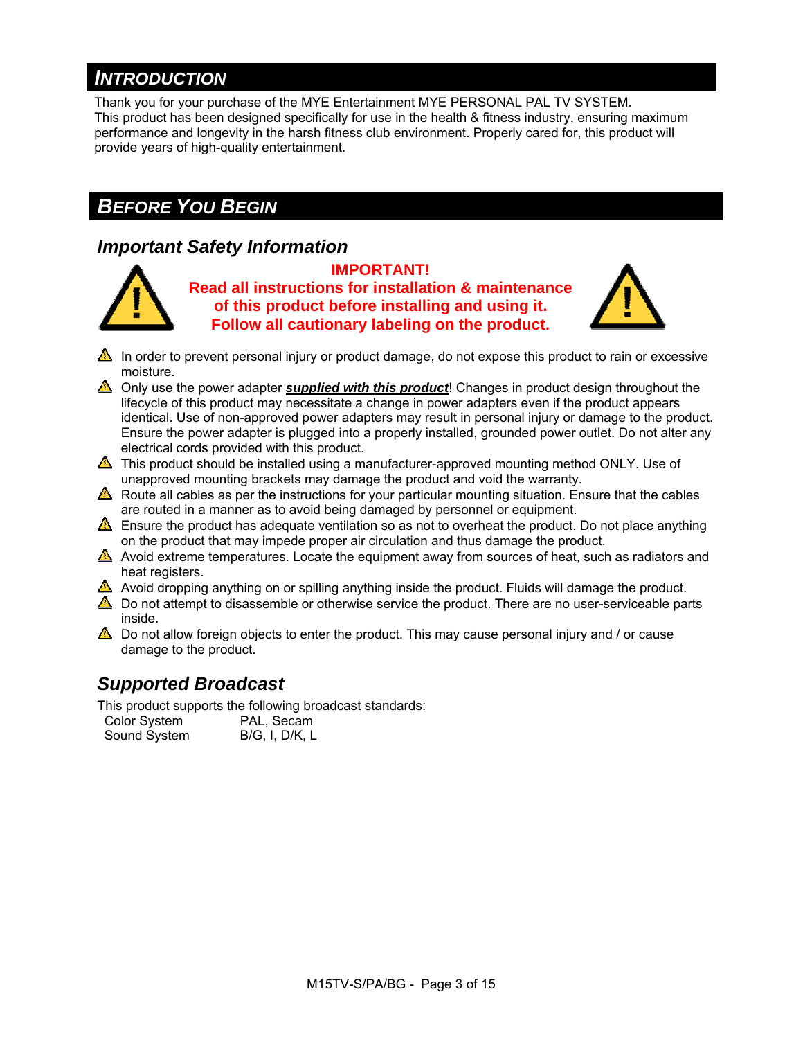# INTRODUCTION

Thank you for your purchase of the MYE Entertainment MYE PERSONAL PAL TV SYSTEM.
This product has been designed specifically for use in the health & fitness industry, ensuring maximum performance and longevity in the harsh fitness club environment. Properly cared for, this product will provide years of high-quality entertainment.

# BEFORE YOU BEGIN

## Important Safety Information

**IMPORTANT!**
**Read all instructions for installation & maintenance of this product before installing and using it.**
**Follow all cautionary labeling on the product.**

- ⚠ In order to prevent personal injury or product damage, do not expose this product to rain or excessive moisture.
- ⚠ Only use the power adapter ***supplied with this product***! Changes in product design throughout the lifecycle of this product may necessitate a change in power adapters even if the product appears identical. Use of non-approved power adapters may result in personal injury or damage to the product. Ensure the power adapter is plugged into a properly installed, grounded power outlet. Do not alter any electrical cords provided with this product.
- ⚠ This product should be installed using a manufacturer-approved mounting method ONLY. Use of unapproved mounting brackets may damage the product and void the warranty.
- ⚠ Route all cables as per the instructions for your particular mounting situation. Ensure that the cables are routed in a manner as to avoid being damaged by personnel or equipment.
- ⚠ Ensure the product has adequate ventilation so as not to overheat the product. Do not place anything on the product that may impede proper air circulation and thus damage the product.
- ⚠ Avoid extreme temperatures. Locate the equipment away from sources of heat, such as radiators and heat registers.
- ⚠ Avoid dropping anything on or spilling anything inside the product. Fluids will damage the product.
- ⚠ Do not attempt to disassemble or otherwise service the product. There are no user-serviceable parts inside.
- ⚠ Do not allow foreign objects to enter the product. This may cause personal injury and / or cause damage to the product.

## Supported Broadcast

This product supports the following broadcast standards:

| | |
|---|---|
| Color System | PAL, Secam |
| Sound System | B/G, I, D/K, L |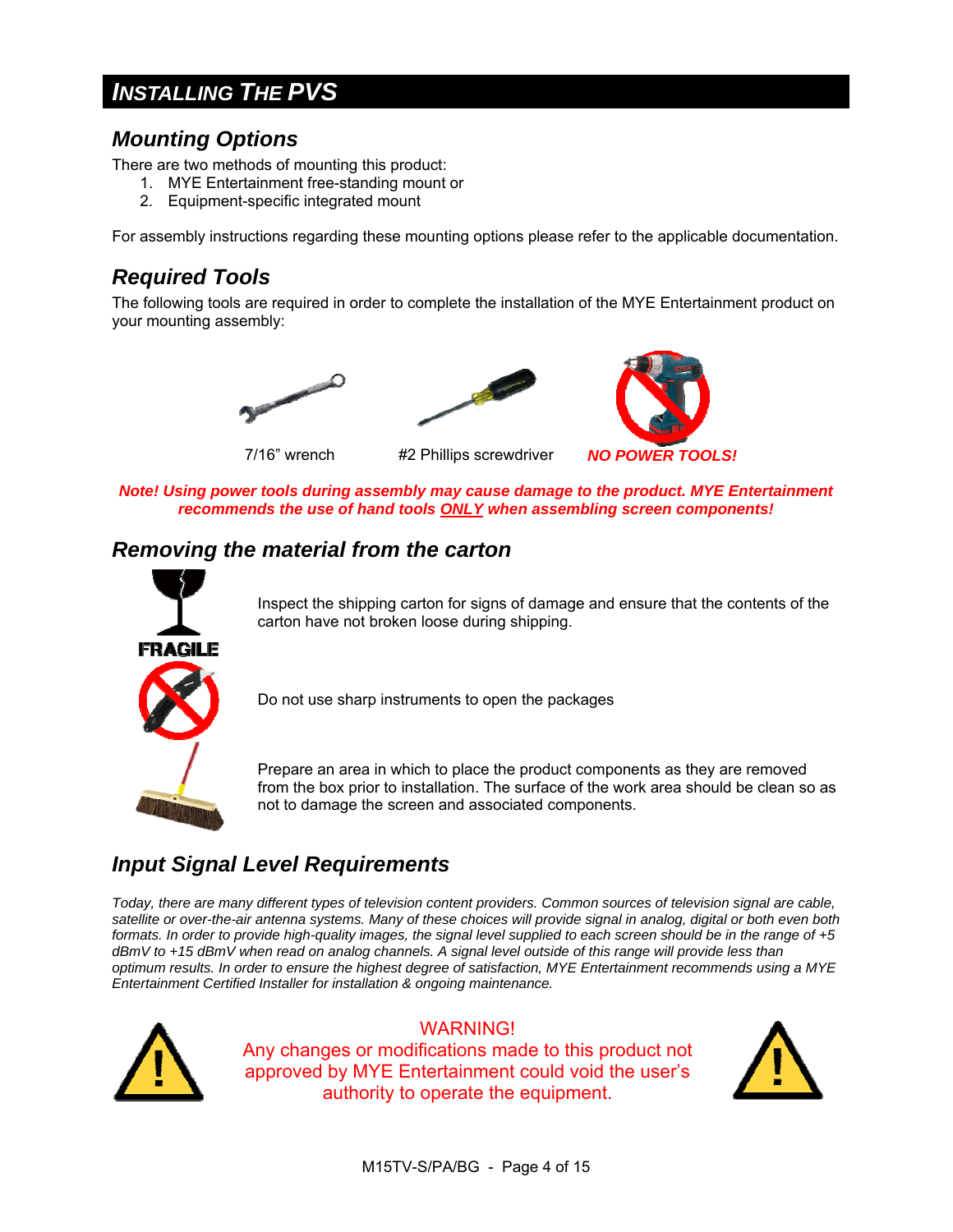# INSTALLING THE PVS

## Mounting Options

There are two methods of mounting this product:

1. MYE Entertainment free-standing mount or
2. Equipment-specific integrated mount

For assembly instructions regarding these mounting options please refer to the applicable documentation.

## Required Tools

The following tools are required in order to complete the installation of the MYE Entertainment product on your mounting assembly:

7/16" wrench

#2 Phillips screwdriver

***NO POWER TOOLS!***

***Note! Using power tools during assembly may cause damage to the product. MYE Entertainment recommends the use of hand tools ONLY when assembling screen components!***

## Removing the material from the carton

FRAGILE

Inspect the shipping carton for signs of damage and ensure that the contents of the carton have not broken loose during shipping.

Do not use sharp instruments to open the packages

Prepare an area in which to place the product components as they are removed from the box prior to installation. The surface of the work area should be clean so as not to damage the screen and associated components.

## Input Signal Level Requirements

*Today, there are many different types of television content providers. Common sources of television signal are cable, satellite or over-the-air antenna systems. Many of these choices will provide signal in analog, digital or both even both formats. In order to provide high-quality images, the signal level supplied to each screen should be in the range of +5 dBmV to +15 dBmV when read on analog channels. A signal level outside of this range will provide less than optimum results. In order to ensure the highest degree of satisfaction, MYE Entertainment recommends using a MYE Entertainment Certified Installer for installation & ongoing maintenance.*

WARNING!
Any changes or modifications made to this product not approved by MYE Entertainment could void the user's authority to operate the equipment.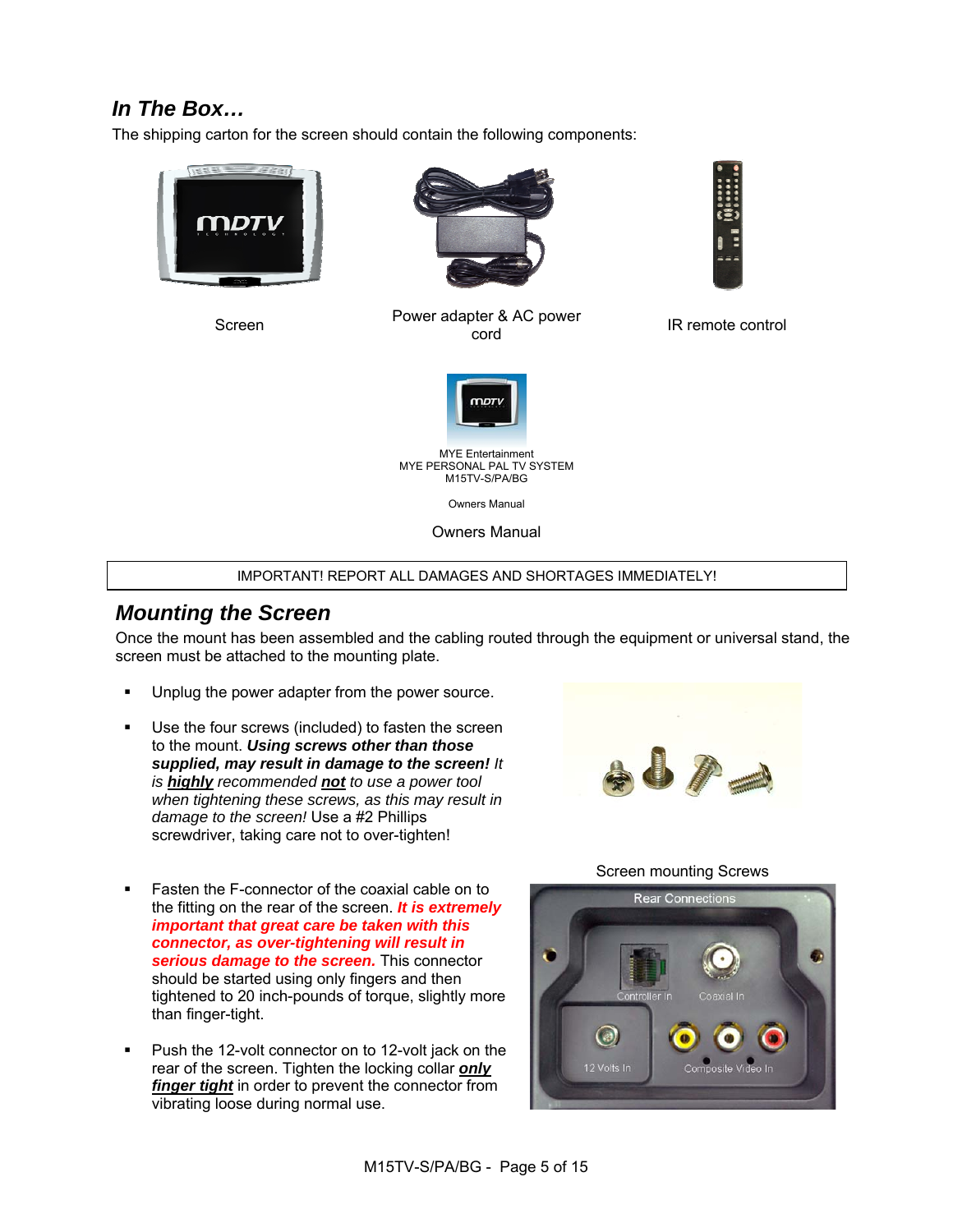## *In The Box…*

The shipping carton for the screen should contain the following components:

Screen

Power adapter & AC power cord

IR remote control

MYE Entertainment
MYE PERSONAL PAL TV SYSTEM
M15TV-S/PA/BG

Owners Manual

Owners Manual

| IMPORTANT! REPORT ALL DAMAGES AND SHORTAGES IMMEDIATELY! |
| --- |

## *Mounting the Screen*

Once the mount has been assembled and the cabling routed through the equipment or universal stand, the screen must be attached to the mounting plate.

- Unplug the power adapter from the power source.
- Use the four screws (included) to fasten the screen to the mount. ***Using screws other than those supplied, may result in damage to the screen!*** *It is* ***highly*** *recommended* ***not*** *to use a power tool when tightening these screws, as this may result in damage to the screen!* Use a #2 Phillips screwdriver, taking care not to over-tighten!
- Fasten the F-connector of the coaxial cable on to the fitting on the rear of the screen. ***It is extremely important that great care be taken with this connector, as over-tightening will result in serious damage to the screen.*** This connector should be started using only fingers and then tightened to 20 inch-pounds of torque, slightly more than finger-tight.
- Push the 12-volt connector on to 12-volt jack on the rear of the screen. Tighten the locking collar ***only finger tight*** in order to prevent the connector from vibrating loose during normal use.

Screen mounting Screws

Rear Connections

Controller In

Coaxial In

12 Volts In

Composite Video In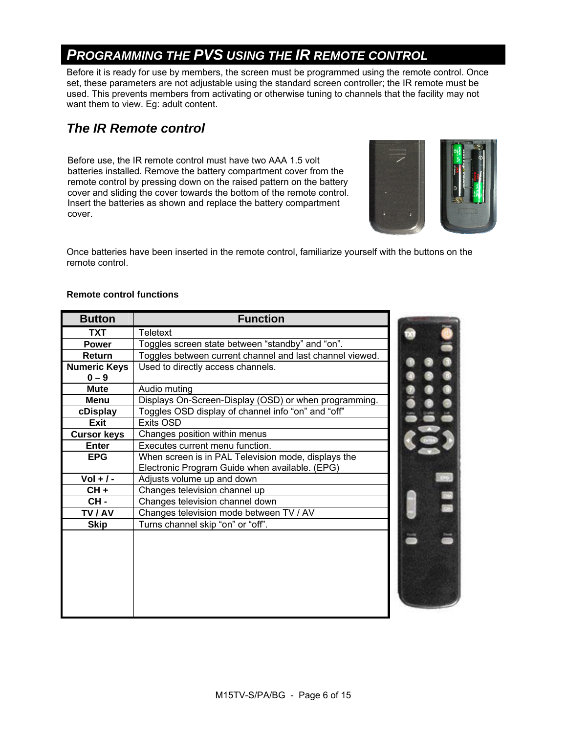# PROGRAMMING THE PVS USING THE IR REMOTE CONTROL

Before it is ready for use by members, the screen must be programmed using the remote control. Once set, these parameters are not adjustable using the standard screen controller; the IR remote must be used. This prevents members from activating or otherwise tuning to channels that the facility may not want them to view. Eg: adult content.

## The IR Remote control

Before use, the IR remote control must have two AAA 1.5 volt batteries installed. Remove the battery compartment cover from the remote control by pressing down on the raised pattern on the battery cover and sliding the cover towards the bottom of the remote control. Insert the batteries as shown and replace the battery compartment cover.

Once batteries have been inserted in the remote control, familiarize yourself with the buttons on the remote control.

**Remote control functions**

| Button | Function |
|---|---|
| **TXT** | Teletext |
| **Power** | Toggles screen state between "standby" and "on". |
| **Return** | Toggles between current channel and last channel viewed. |
| **Numeric Keys 0 – 9** | Used to directly access channels. |
| **Mute** | Audio muting |
| **Menu** | Displays On-Screen-Display (OSD) or when programming. |
| **cDisplay** | Toggles OSD display of channel info "on" and "off" |
| **Exit** | Exits OSD |
| **Cursor keys** | Changes position within menus |
| **Enter** | Executes current menu function. |
| **EPG** | When screen is in PAL Television mode, displays the Electronic Program Guide when available. (EPG) |
| **Vol + / -** | Adjusts volume up and down |
| **CH +** | Changes television channel up |
| **CH -** | Changes television channel down |
| **TV / AV** | Changes television mode between TV / AV |
| **Skip** | Turns channel skip "on" or "off". |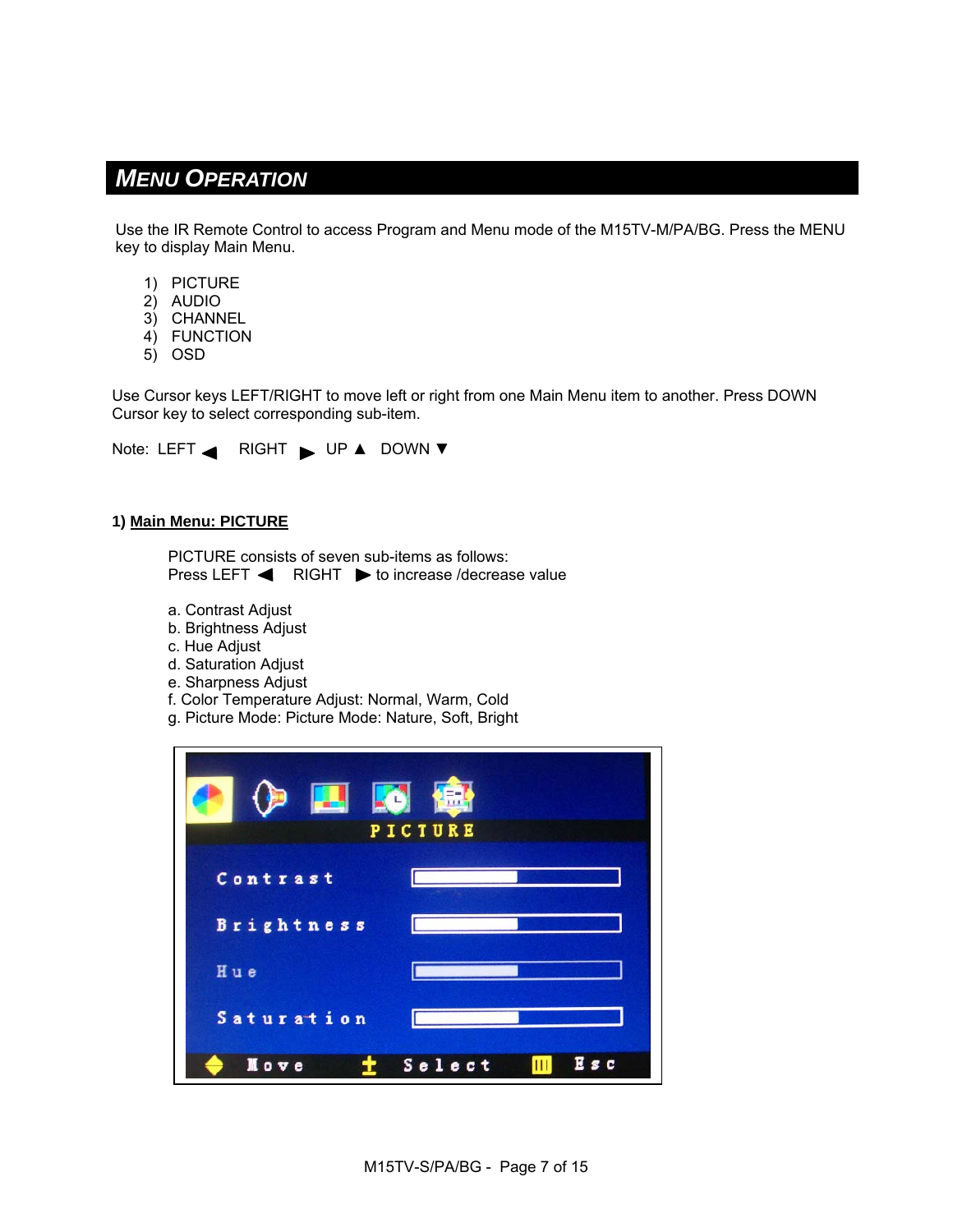## MENU OPERATION

Use the IR Remote Control to access Program and Menu mode of the M15TV-M/PA/BG. Press the MENU key to display Main Menu.

1) PICTURE
2) AUDIO
3) CHANNEL
4) FUNCTION
5) OSD

Use Cursor keys LEFT/RIGHT to move left or right from one Main Menu item to another. Press DOWN Cursor key to select corresponding sub-item.

Note: LEFT ◀ RIGHT ▶ UP ▲ DOWN ▼

### 1) Main Menu: PICTURE

PICTURE consists of seven sub-items as follows:
Press LEFT ◀ RIGHT ▶ to increase /decrease value

a. Contrast Adjust
b. Brightness Adjust
c. Hue Adjust
d. Saturation Adjust
e. Sharpness Adjust
f. Color Temperature Adjust: Normal, Warm, Cold
g. Picture Mode: Picture Mode: Nature, Soft, Bright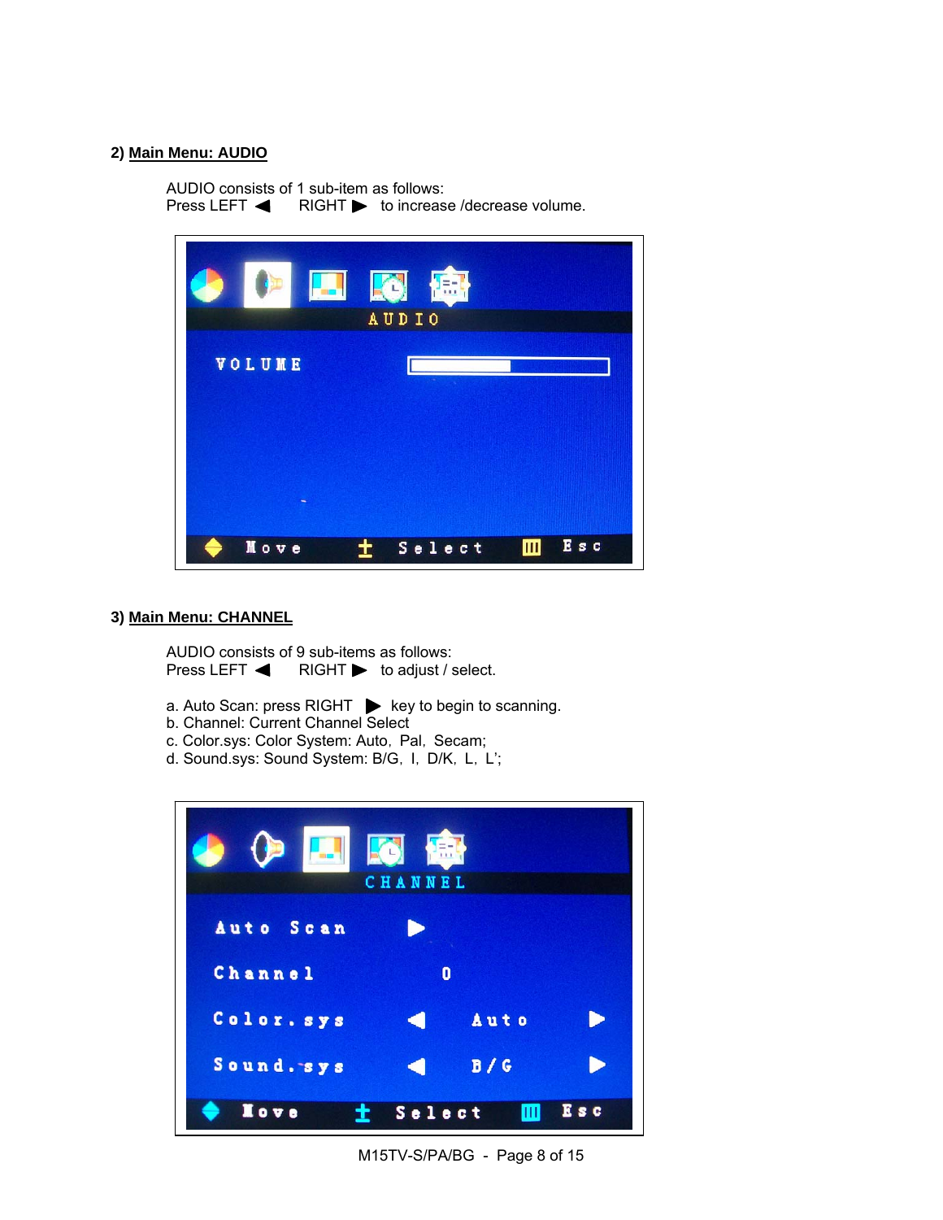## 2) Main Menu: AUDIO

AUDIO consists of 1 sub-item as follows:
Press LEFT ◀ RIGHT ▶ to increase /decrease volume.

## 3) Main Menu: CHANNEL

AUDIO consists of 9 sub-items as follows:
Press LEFT ◀ RIGHT ▶ to adjust / select.

a. Auto Scan: press RIGHT ▶ key to begin to scanning.
b. Channel: Current Channel Select
c. Color.sys: Color System: Auto, Pal, Secam;
d. Sound.sys: Sound System: B/G, I, D/K, L, L';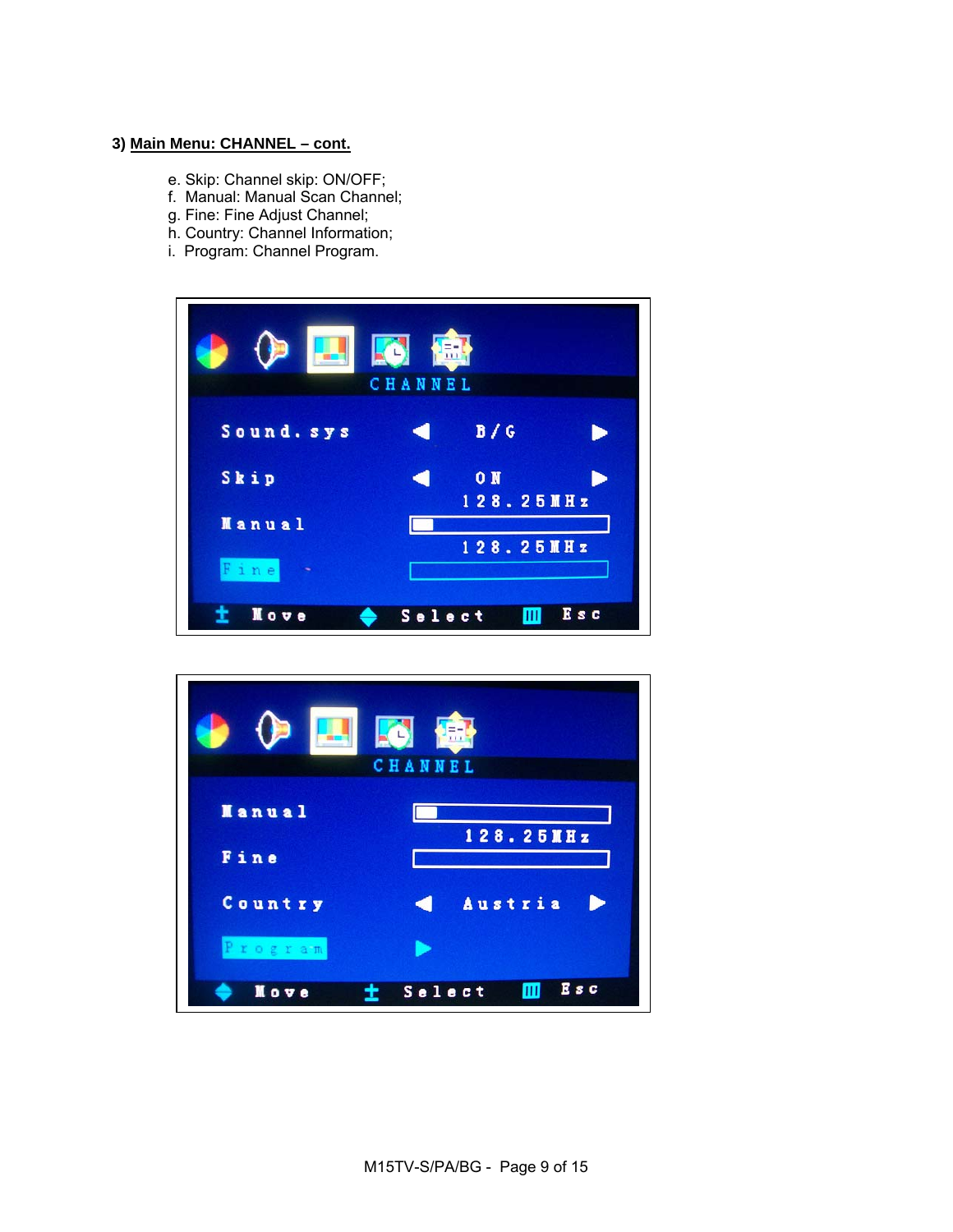### 3) Main Menu: CHANNEL – cont.

e. Skip: Channel skip: ON/OFF;
f. Manual: Manual Scan Channel;
g. Fine: Fine Adjust Channel;
h. Country: Channel Information;
i. Program: Channel Program.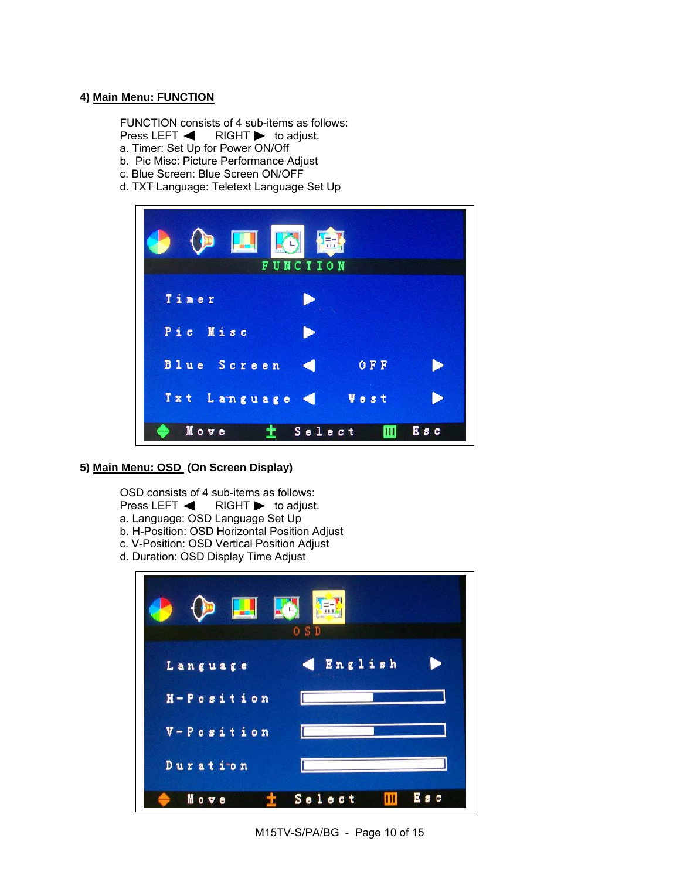### 4) Main Menu: FUNCTION

FUNCTION consists of 4 sub-items as follows:
Press LEFT ◀ RIGHT ▶ to adjust.
a. Timer: Set Up for Power ON/Off
b. Pic Misc: Picture Performance Adjust
c. Blue Screen: Blue Screen ON/OFF
d. TXT Language: Teletext Language Set Up

### 5) Main Menu: OSD (On Screen Display)

OSD consists of 4 sub-items as follows:
Press LEFT ◀ RIGHT ▶ to adjust.
a. Language: OSD Language Set Up
b. H-Position: OSD Horizontal Position Adjust
c. V-Position: OSD Vertical Position Adjust
d. Duration: OSD Display Time Adjust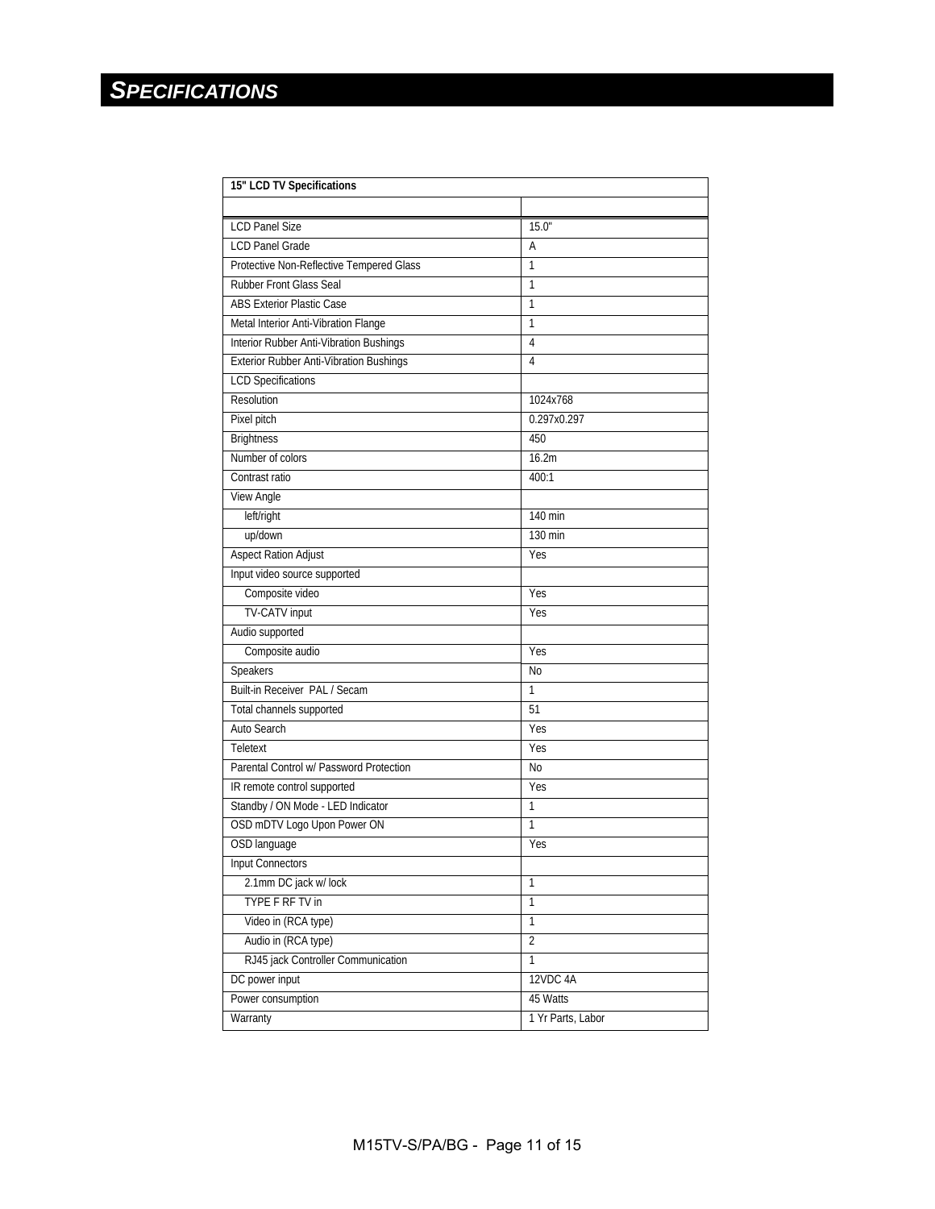# SPECIFICATIONS

| 15" LCD TV Specifications | |
|---|---|
| | |
| LCD Panel Size | 15.0" |
| LCD Panel Grade | A |
| Protective Non-Reflective Tempered Glass | 1 |
| Rubber Front Glass Seal | 1 |
| ABS Exterior Plastic Case | 1 |
| Metal Interior Anti-Vibration Flange | 1 |
| Interior Rubber Anti-Vibration Bushings | 4 |
| Exterior Rubber Anti-Vibration Bushings | 4 |
| LCD Specifications | |
| Resolution | 1024x768 |
| Pixel pitch | 0.297x0.297 |
| Brightness | 450 |
| Number of colors | 16.2m |
| Contrast ratio | 400:1 |
| View Angle | |
| left/right | 140 min |
| up/down | 130 min |
| Aspect Ration Adjust | Yes |
| Input video source supported | |
| Composite video | Yes |
| TV-CATV input | Yes |
| Audio supported | |
| Composite audio | Yes |
| Speakers | No |
| Built-in Receiver PAL / Secam | 1 |
| Total channels supported | 51 |
| Auto Search | Yes |
| Teletext | Yes |
| Parental Control w/ Password Protection | No |
| IR remote control supported | Yes |
| Standby / ON Mode - LED Indicator | 1 |
| OSD mDTV Logo Upon Power ON | 1 |
| OSD language | Yes |
| Input Connectors | |
| 2.1mm DC jack w/ lock | 1 |
| TYPE F RF TV in | 1 |
| Video in (RCA type) | 1 |
| Audio in (RCA type) | 2 |
| RJ45 jack Controller Communication | 1 |
| DC power input | 12VDC 4A |
| Power consumption | 45 Watts |
| Warranty | 1 Yr Parts, Labor |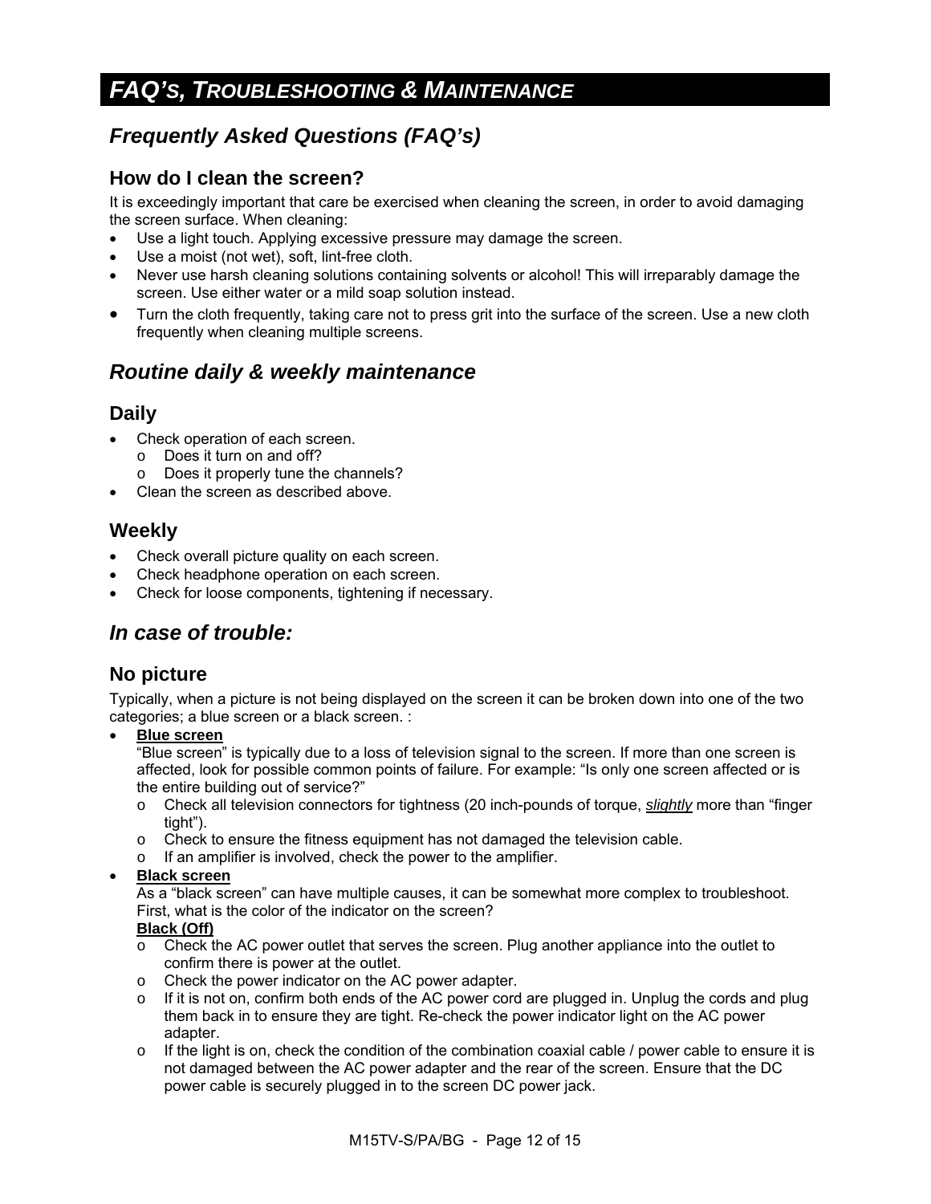# *FAQ'S, TROUBLESHOOTING & MAINTENANCE*

## *Frequently Asked Questions (FAQ's)*

### How do I clean the screen?

It is exceedingly important that care be exercised when cleaning the screen, in order to avoid damaging the screen surface. When cleaning:

- Use a light touch. Applying excessive pressure may damage the screen.
- Use a moist (not wet), soft, lint-free cloth.
- Never use harsh cleaning solutions containing solvents or alcohol! This will irreparably damage the screen. Use either water or a mild soap solution instead.
- Turn the cloth frequently, taking care not to press grit into the surface of the screen. Use a new cloth frequently when cleaning multiple screens.

## *Routine daily & weekly maintenance*

### Daily

- Check operation of each screen.
  - o Does it turn on and off?
  - o Does it properly tune the channels?
- Clean the screen as described above.

### Weekly

- Check overall picture quality on each screen.
- Check headphone operation on each screen.
- Check for loose components, tightening if necessary.

## *In case of trouble:*

### No picture

Typically, when a picture is not being displayed on the screen it can be broken down into one of the two categories; a blue screen or a black screen. :

- **Blue screen**
  "Blue screen" is typically due to a loss of television signal to the screen. If more than one screen is affected, look for possible common points of failure. For example: "Is only one screen affected or is the entire building out of service?"
  - o Check all television connectors for tightness (20 inch-pounds of torque, ***slightly*** more than "finger tight").
  - o Check to ensure the fitness equipment has not damaged the television cable.
  - o If an amplifier is involved, check the power to the amplifier.
- **Black screen**
  As a "black screen" can have multiple causes, it can be somewhat more complex to troubleshoot. First, what is the color of the indicator on the screen?
  **Black (Off)**
  - o Check the AC power outlet that serves the screen. Plug another appliance into the outlet to confirm there is power at the outlet.
  - o Check the power indicator on the AC power adapter.
  - o If it is not on, confirm both ends of the AC power cord are plugged in. Unplug the cords and plug them back in to ensure they are tight. Re-check the power indicator light on the AC power adapter.
  - o If the light is on, check the condition of the combination coaxial cable / power cable to ensure it is not damaged between the AC power adapter and the rear of the screen. Ensure that the DC power cable is securely plugged in to the screen DC power jack.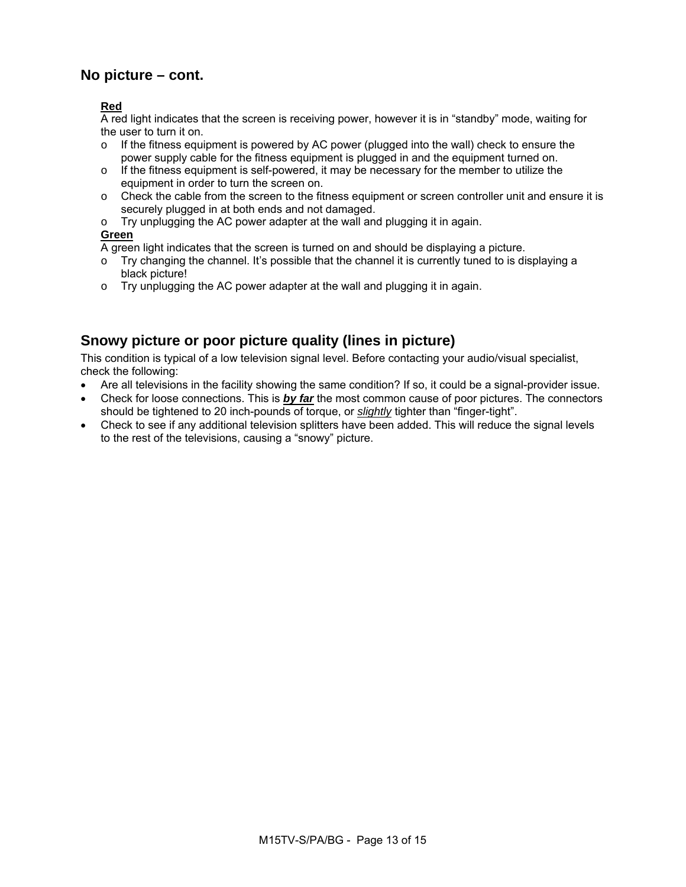## No picture – cont.

**Red**

A red light indicates that the screen is receiving power, however it is in “standby” mode, waiting for the user to turn it on.

- If the fitness equipment is powered by AC power (plugged into the wall) check to ensure the power supply cable for the fitness equipment is plugged in and the equipment turned on.
- If the fitness equipment is self-powered, it may be necessary for the member to utilize the equipment in order to turn the screen on.
- Check the cable from the screen to the fitness equipment or screen controller unit and ensure it is securely plugged in at both ends and not damaged.
- Try unplugging the AC power adapter at the wall and plugging it in again.

**Green**

A green light indicates that the screen is turned on and should be displaying a picture.

- Try changing the channel. It’s possible that the channel it is currently tuned to is displaying a black picture!
- Try unplugging the AC power adapter at the wall and plugging it in again.

## Snowy picture or poor picture quality (lines in picture)

This condition is typical of a low television signal level. Before contacting your audio/visual specialist, check the following:

- Are all televisions in the facility showing the same condition? If so, it could be a signal-provider issue.
- Check for loose connections. This is ***by far*** the most common cause of poor pictures. The connectors should be tightened to 20 inch-pounds of torque, or *slightly* tighter than “finger-tight”.
- Check to see if any additional television splitters have been added. This will reduce the signal levels to the rest of the televisions, causing a “snowy” picture.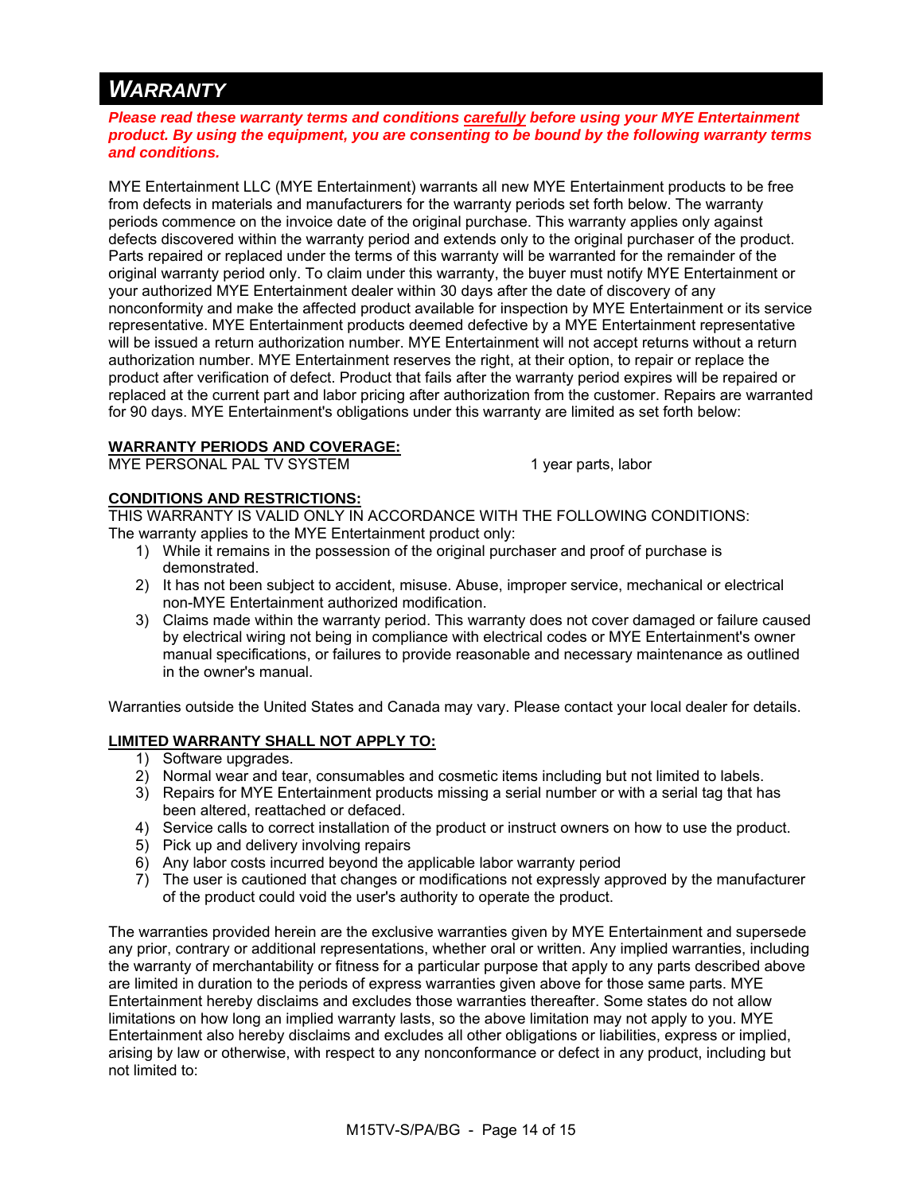# *WARRANTY*

***Please read these warranty terms and conditions <u>carefully</u> before using your MYE Entertainment product. By using the equipment, you are consenting to be bound by the following warranty terms and conditions.***

MYE Entertainment LLC (MYE Entertainment) warrants all new MYE Entertainment products to be free from defects in materials and manufacturers for the warranty periods set forth below. The warranty periods commence on the invoice date of the original purchase. This warranty applies only against defects discovered within the warranty period and extends only to the original purchaser of the product. Parts repaired or replaced under the terms of this warranty will be warranted for the remainder of the original warranty period only. To claim under this warranty, the buyer must notify MYE Entertainment or your authorized MYE Entertainment dealer within 30 days after the date of discovery of any nonconformity and make the affected product available for inspection by MYE Entertainment or its service representative. MYE Entertainment products deemed defective by a MYE Entertainment representative will be issued a return authorization number. MYE Entertainment will not accept returns without a return authorization number. MYE Entertainment reserves the right, at their option, to repair or replace the product after verification of defect. Product that fails after the warranty period expires will be repaired or replaced at the current part and labor pricing after authorization from the customer. Repairs are warranted for 90 days. MYE Entertainment's obligations under this warranty are limited as set forth below:

**<u>WARRANTY PERIODS AND COVERAGE:</u>**

| MYE PERSONAL PAL TV SYSTEM | 1 year parts, labor |
|---|---|

**<u>CONDITIONS AND RESTRICTIONS:</u>**

THIS WARRANTY IS VALID ONLY IN ACCORDANCE WITH THE FOLLOWING CONDITIONS:
The warranty applies to the MYE Entertainment product only:

1) While it remains in the possession of the original purchaser and proof of purchase is demonstrated.
2) It has not been subject to accident, misuse. Abuse, improper service, mechanical or electrical non-MYE Entertainment authorized modification.
3) Claims made within the warranty period. This warranty does not cover damaged or failure caused by electrical wiring not being in compliance with electrical codes or MYE Entertainment's owner manual specifications, or failures to provide reasonable and necessary maintenance as outlined in the owner's manual.

Warranties outside the United States and Canada may vary. Please contact your local dealer for details.

**<u>LIMITED WARRANTY SHALL NOT APPLY TO:</u>**

1) Software upgrades.
2) Normal wear and tear, consumables and cosmetic items including but not limited to labels.
3) Repairs for MYE Entertainment products missing a serial number or with a serial tag that has been altered, reattached or defaced.
4) Service calls to correct installation of the product or instruct owners on how to use the product.
5) Pick up and delivery involving repairs
6) Any labor costs incurred beyond the applicable labor warranty period
7) The user is cautioned that changes or modifications not expressly approved by the manufacturer of the product could void the user's authority to operate the product.

The warranties provided herein are the exclusive warranties given by MYE Entertainment and supersede any prior, contrary or additional representations, whether oral or written. Any implied warranties, including the warranty of merchantability or fitness for a particular purpose that apply to any parts described above are limited in duration to the periods of express warranties given above for those same parts. MYE Entertainment hereby disclaims and excludes those warranties thereafter. Some states do not allow limitations on how long an implied warranty lasts, so the above limitation may not apply to you. MYE Entertainment also hereby disclaims and excludes all other obligations or liabilities, express or implied, arising by law or otherwise, with respect to any nonconformance or defect in any product, including but not limited to: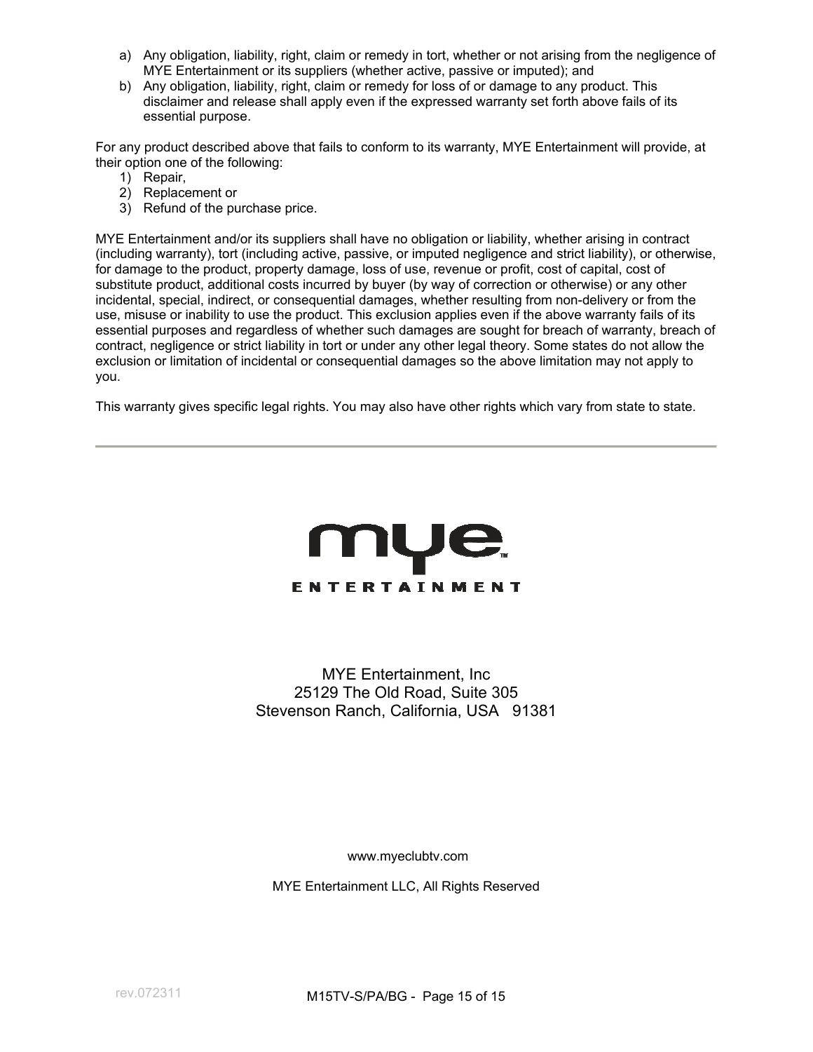a) Any obligation, liability, right, claim or remedy in tort, whether or not arising from the negligence of MYE Entertainment or its suppliers (whether active, passive or imputed); and
b) Any obligation, liability, right, claim or remedy for loss of or damage to any product. This disclaimer and release shall apply even if the expressed warranty set forth above fails of its essential purpose.

For any product described above that fails to conform to its warranty, MYE Entertainment will provide, at their option one of the following:

1) Repair,
2) Replacement or
3) Refund of the purchase price.

MYE Entertainment and/or its suppliers shall have no obligation or liability, whether arising in contract (including warranty), tort (including active, passive, or imputed negligence and strict liability), or otherwise, for damage to the product, property damage, loss of use, revenue or profit, cost of capital, cost of substitute product, additional costs incurred by buyer (by way of correction or otherwise) or any other incidental, special, indirect, or consequential damages, whether resulting from non-delivery or from the use, misuse or inability to use the product. This exclusion applies even if the above warranty fails of its essential purposes and regardless of whether such damages are sought for breach of warranty, breach of contract, negligence or strict liability in tort or under any other legal theory. Some states do not allow the exclusion or limitation of incidental or consequential damages so the above limitation may not apply to you.

This warranty gives specific legal rights. You may also have other rights which vary from state to state.

---

mye™
ENTERTAINMENT

MYE Entertainment, Inc
25129 The Old Road, Suite 305
Stevenson Ranch, California, USA 91381

www.myeclubtv.com

MYE Entertainment LLC, All Rights Reserved

rev.072311